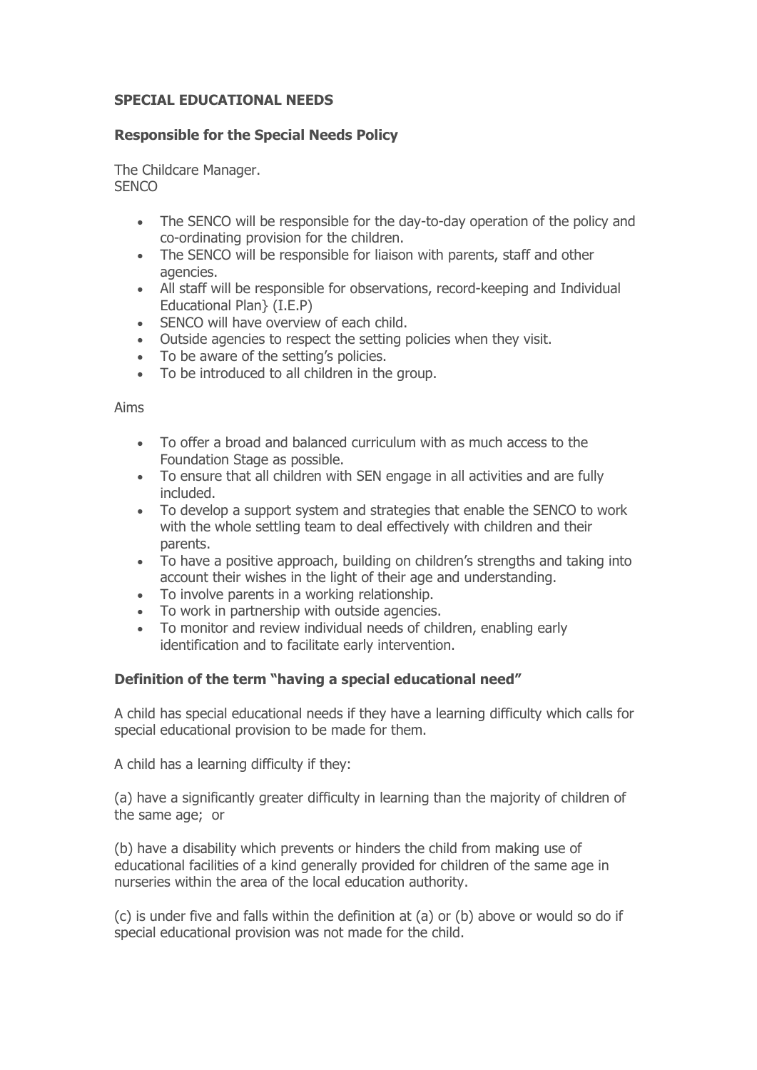# SPECIAL EDUCATIONAL NEEDS

**Responsible for the Special Needs Policy**

The Childcare Manager.
SENCO

- The SENCO will be responsible for the day-to-day operation of the policy and co-ordinating provision for the children.
- The SENCO will be responsible for liaison with parents, staff and other agencies.
- All staff will be responsible for observations, record-keeping and Individual Educational Plan} (I.E.P)
- SENCO will have overview of each child.
- Outside agencies to respect the setting policies when they visit.
- To be aware of the setting's policies.
- To be introduced to all children in the group.

Aims

- To offer a broad and balanced curriculum with as much access to the Foundation Stage as possible.
- To ensure that all children with SEN engage in all activities and are fully included.
- To develop a support system and strategies that enable the SENCO to work with the whole settling team to deal effectively with children and their parents.
- To have a positive approach, building on children's strengths and taking into account their wishes in the light of their age and understanding.
- To involve parents in a working relationship.
- To work in partnership with outside agencies.
- To monitor and review individual needs of children, enabling early identification and to facilitate early intervention.

**Definition of the term "having a special educational need"**

A child has special educational needs if they have a learning difficulty which calls for special educational provision to be made for them.

A child has a learning difficulty if they:

(a) have a significantly greater difficulty in learning than the majority of children of the same age; or

(b) have a disability which prevents or hinders the child from making use of educational facilities of a kind generally provided for children of the same age in nurseries within the area of the local education authority.

(c) is under five and falls within the definition at (a) or (b) above or would so do if special educational provision was not made for the child.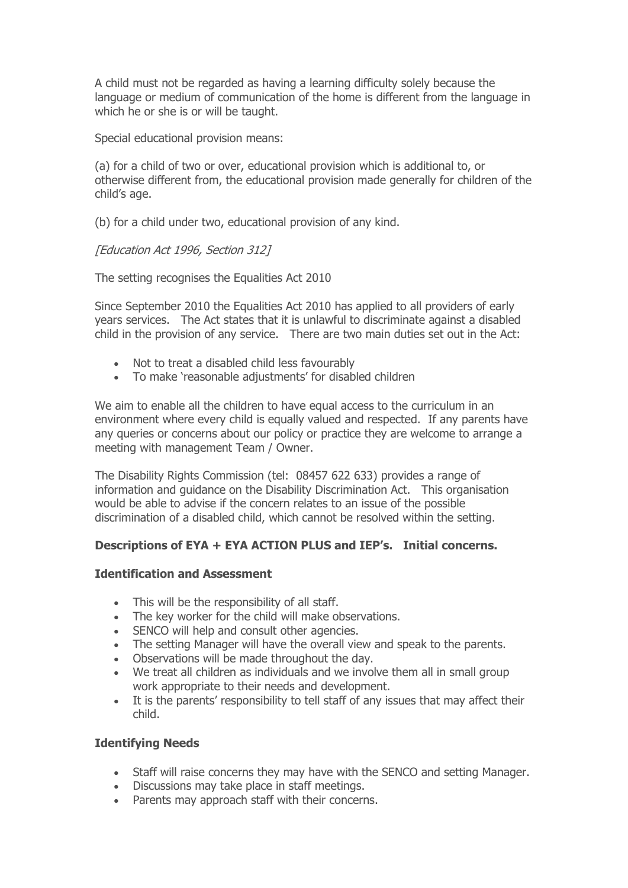A child must not be regarded as having a learning difficulty solely because the language or medium of communication of the home is different from the language in which he or she is or will be taught.

Special educational provision means:

(a) for a child of two or over, educational provision which is additional to, or otherwise different from, the educational provision made generally for children of the child's age.

(b) for a child under two, educational provision of any kind.

*[Education Act 1996, Section 312]*

The setting recognises the Equalities Act 2010

Since September 2010 the Equalities Act 2010 has applied to all providers of early years services. The Act states that it is unlawful to discriminate against a disabled child in the provision of any service. There are two main duties set out in the Act:

- Not to treat a disabled child less favourably
- To make 'reasonable adjustments' for disabled children

We aim to enable all the children to have equal access to the curriculum in an environment where every child is equally valued and respected. If any parents have any queries or concerns about our policy or practice they are welcome to arrange a meeting with management Team / Owner.

The Disability Rights Commission (tel: 08457 622 633) provides a range of information and guidance on the Disability Discrimination Act. This organisation would be able to advise if the concern relates to an issue of the possible discrimination of a disabled child, which cannot be resolved within the setting.

**Descriptions of EYA + EYA ACTION PLUS and IEP's. Initial concerns.**

**Identification and Assessment**

- This will be the responsibility of all staff.
- The key worker for the child will make observations.
- SENCO will help and consult other agencies.
- The setting Manager will have the overall view and speak to the parents.
- Observations will be made throughout the day.
- We treat all children as individuals and we involve them all in small group work appropriate to their needs and development.
- It is the parents' responsibility to tell staff of any issues that may affect their child.

**Identifying Needs**

- Staff will raise concerns they may have with the SENCO and setting Manager.
- Discussions may take place in staff meetings.
- Parents may approach staff with their concerns.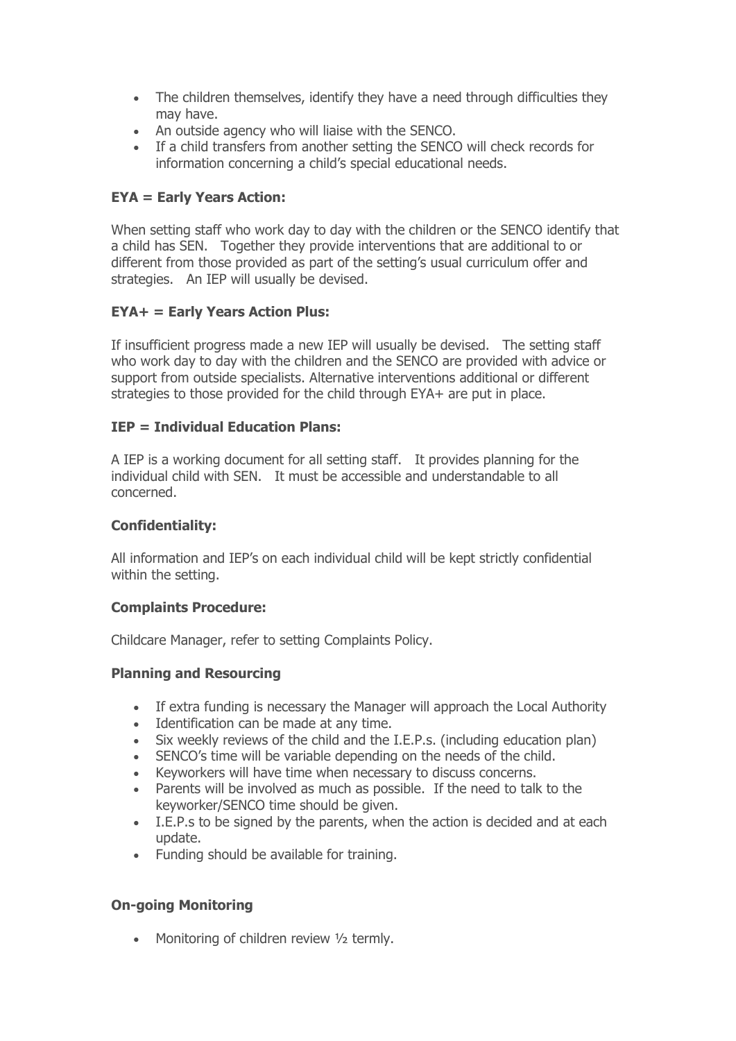- The children themselves, identify they have a need through difficulties they may have.
- An outside agency who will liaise with the SENCO.
- If a child transfers from another setting the SENCO will check records for information concerning a child's special educational needs.

**EYA = Early Years Action:**

When setting staff who work day to day with the children or the SENCO identify that a child has SEN. Together they provide interventions that are additional to or different from those provided as part of the setting's usual curriculum offer and strategies. An IEP will usually be devised.

**EYA+ = Early Years Action Plus:**

If insufficient progress made a new IEP will usually be devised. The setting staff who work day to day with the children and the SENCO are provided with advice or support from outside specialists. Alternative interventions additional or different strategies to those provided for the child through EYA+ are put in place.

**IEP = Individual Education Plans:**

A IEP is a working document for all setting staff. It provides planning for the individual child with SEN. It must be accessible and understandable to all concerned.

**Confidentiality:**

All information and IEP's on each individual child will be kept strictly confidential within the setting.

**Complaints Procedure:**

Childcare Manager, refer to setting Complaints Policy.

**Planning and Resourcing**

- If extra funding is necessary the Manager will approach the Local Authority
- Identification can be made at any time.
- Six weekly reviews of the child and the I.E.P.s. (including education plan)
- SENCO's time will be variable depending on the needs of the child.
- Keyworkers will have time when necessary to discuss concerns.
- Parents will be involved as much as possible. If the need to talk to the keyworker/SENCO time should be given.
- I.E.P.s to be signed by the parents, when the action is decided and at each update.
- Funding should be available for training.

**On-going Monitoring**

- Monitoring of children review ½ termly.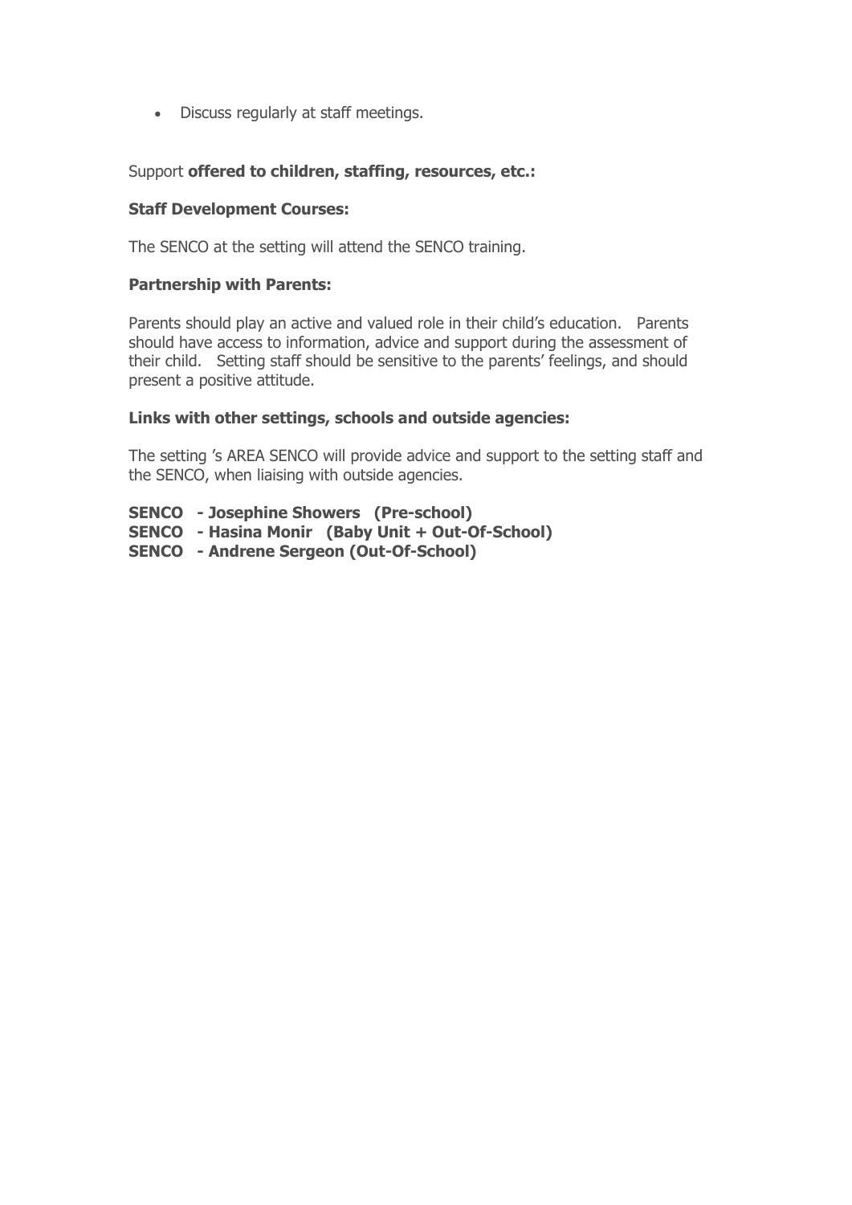- Discuss regularly at staff meetings.

Support **offered to children, staffing, resources, etc.:**

**Staff Development Courses:**

The SENCO at the setting will attend the SENCO training.

**Partnership with Parents:**

Parents should play an active and valued role in their child's education. Parents should have access to information, advice and support during the assessment of their child. Setting staff should be sensitive to the parents' feelings, and should present a positive attitude.

**Links with other settings, schools and outside agencies:**

The setting 's AREA SENCO will provide advice and support to the setting staff and the SENCO, when liaising with outside agencies.

**SENCO - Josephine Showers (Pre-school)**
**SENCO - Hasina Monir (Baby Unit + Out-Of-School)**
**SENCO - Andrene Sergeon (Out-Of-School)**